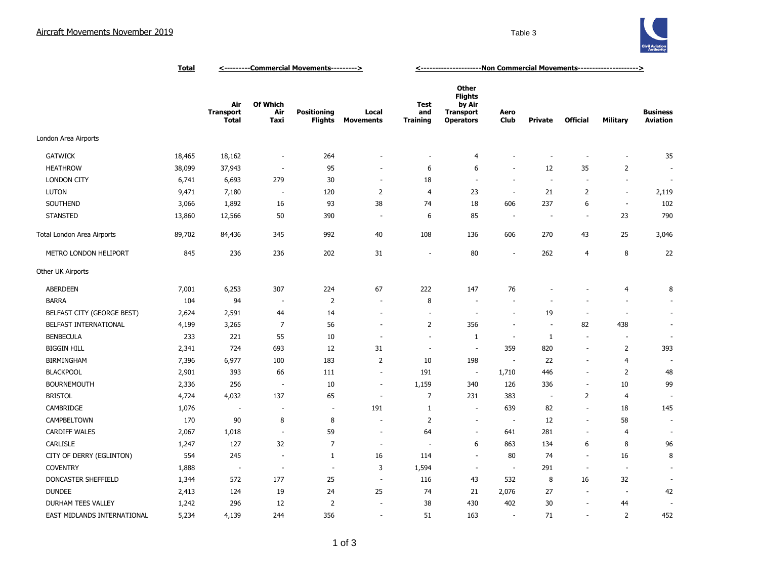# Aircraft Movements November 2019

Table 3

| | Total | <---------Commercial Movements---------> | | | | <---------------------Non Commercial Movements---------------------> | | | | | | |
|---|---|---|---|---|---|---|---|---|---|---|---|---|
| | | Air Transport Total | Of Which Air Taxi | Positioning Flights | Local Movements | Test and Training | Other Flights by Air Transport Operators | Aero Club | Private | Official | Military | Business Aviation |
| London Area Airports | | | | | | | | | | | | |
| GATWICK | 18,465 | 18,162 | - | 264 | - | - | 4 | - | - | - | - | 35 |
| HEATHROW | 38,099 | 37,943 | - | 95 | - | 6 | 6 | - | 12 | 35 | 2 | - |
| LONDON CITY | 6,741 | 6,693 | 279 | 30 | - | 18 | - | - | - | - | - | - |
| LUTON | 9,471 | 7,180 | - | 120 | 2 | 4 | 23 | - | 21 | 2 | - | 2,119 |
| SOUTHEND | 3,066 | 1,892 | 16 | 93 | 38 | 74 | 18 | 606 | 237 | 6 | - | 102 |
| STANSTED | 13,860 | 12,566 | 50 | 390 | - | 6 | 85 | - | - | - | 23 | 790 |
| Total London Area Airports | 89,702 | 84,436 | 345 | 992 | 40 | 108 | 136 | 606 | 270 | 43 | 25 | 3,046 |
| METRO LONDON HELIPORT | 845 | 236 | 236 | 202 | 31 | - | 80 | - | 262 | 4 | 8 | 22 |
| Other UK Airports | | | | | | | | | | | | |
| ABERDEEN | 7,001 | 6,253 | 307 | 224 | 67 | 222 | 147 | 76 | - | - | 4 | 8 |
| BARRA | 104 | 94 | - | 2 | - | 8 | - | - | - | - | - | - |
| BELFAST CITY (GEORGE BEST) | 2,624 | 2,591 | 44 | 14 | - | - | - | - | 19 | - | - | - |
| BELFAST INTERNATIONAL | 4,199 | 3,265 | 7 | 56 | - | 2 | 356 | - | - | 82 | 438 | - |
| BENBECULA | 233 | 221 | 55 | 10 | - | - | 1 | - | 1 | - | - | - |
| BIGGIN HILL | 2,341 | 724 | 693 | 12 | 31 | - | - | 359 | 820 | - | 2 | 393 |
| BIRMINGHAM | 7,396 | 6,977 | 100 | 183 | 2 | 10 | 198 | - | 22 | - | 4 | - |
| BLACKPOOL | 2,901 | 393 | 66 | 111 | - | 191 | - | 1,710 | 446 | - | 2 | 48 |
| BOURNEMOUTH | 2,336 | 256 | - | 10 | - | 1,159 | 340 | 126 | 336 | - | 10 | 99 |
| BRISTOL | 4,724 | 4,032 | 137 | 65 | - | 7 | 231 | 383 | - | 2 | 4 | - |
| CAMBRIDGE | 1,076 | - | - | - | 191 | 1 | - | 639 | 82 | - | 18 | 145 |
| CAMPBELTOWN | 170 | 90 | 8 | 8 | - | 2 | - | - | 12 | - | 58 | - |
| CARDIFF WALES | 2,067 | 1,018 | - | 59 | - | 64 | - | 641 | 281 | - | 4 | - |
| CARLISLE | 1,247 | 127 | 32 | 7 | - | - | 6 | 863 | 134 | 6 | 8 | 96 |
| CITY OF DERRY (EGLINTON) | 554 | 245 | - | 1 | 16 | 114 | - | 80 | 74 | - | 16 | 8 |
| COVENTRY | 1,888 | - | - | - | 3 | 1,594 | - | - | 291 | - | - | - |
| DONCASTER SHEFFIELD | 1,344 | 572 | 177 | 25 | - | 116 | 43 | 532 | 8 | 16 | 32 | - |
| DUNDEE | 2,413 | 124 | 19 | 24 | 25 | 74 | 21 | 2,076 | 27 | - | - | 42 |
| DURHAM TEES VALLEY | 1,242 | 296 | 12 | 2 | - | 38 | 430 | 402 | 30 | - | 44 | - |
| EAST MIDLANDS INTERNATIONAL | 5,234 | 4,139 | 244 | 356 | - | 51 | 163 | - | 71 | - | 2 | 452 |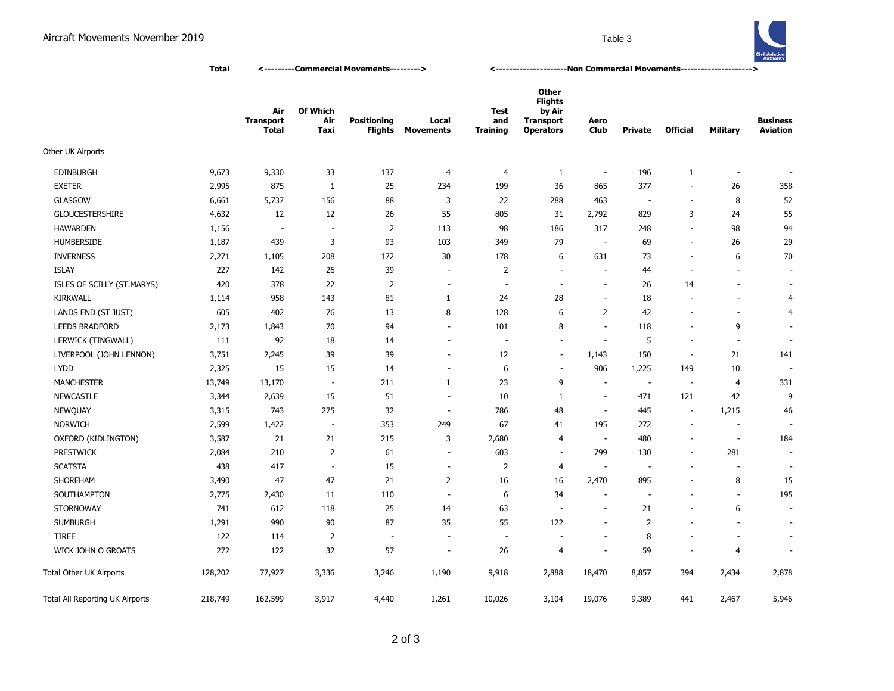Aircraft Movements November 2019

Table 3

| | Total | <---------Commercial Movements---------> | | | | <---------------------Non Commercial Movements---------------------> | | | | | | |
|---|---|---|---|---|---|---|---|---|---|---|---|---|
| | | Air Transport Total | Of Which Air Taxi | Positioning Flights | Local Movements | Test and Training | Other Flights by Air Transport Operators | Aero Club | Private | Official | Military | Business Aviation |
| Other UK Airports | | | | | | | | | | | | |
| EDINBURGH | 9,673 | 9,330 | 33 | 137 | 4 | 4 | 1 | - | 196 | 1 | - | - |
| EXETER | 2,995 | 875 | 1 | 25 | 234 | 199 | 36 | 865 | 377 | - | 26 | 358 |
| GLASGOW | 6,661 | 5,737 | 156 | 88 | 3 | 22 | 288 | 463 | - | - | 8 | 52 |
| GLOUCESTERSHIRE | 4,632 | 12 | 12 | 26 | 55 | 805 | 31 | 2,792 | 829 | 3 | 24 | 55 |
| HAWARDEN | 1,156 | - | - | 2 | 113 | 98 | 186 | 317 | 248 | - | 98 | 94 |
| HUMBERSIDE | 1,187 | 439 | 3 | 93 | 103 | 349 | 79 | - | 69 | - | 26 | 29 |
| INVERNESS | 2,271 | 1,105 | 208 | 172 | 30 | 178 | 6 | 631 | 73 | - | 6 | 70 |
| ISLAY | 227 | 142 | 26 | 39 | - | 2 | - | - | 44 | - | - | - |
| ISLES OF SCILLY (ST.MARYS) | 420 | 378 | 22 | 2 | - | - | - | - | 26 | 14 | - | - |
| KIRKWALL | 1,114 | 958 | 143 | 81 | 1 | 24 | 28 | - | 18 | - | - | 4 |
| LANDS END (ST JUST) | 605 | 402 | 76 | 13 | 8 | 128 | 6 | 2 | 42 | - | - | 4 |
| LEEDS BRADFORD | 2,173 | 1,843 | 70 | 94 | - | 101 | 8 | - | 118 | - | 9 | - |
| LERWICK (TINGWALL) | 111 | 92 | 18 | 14 | - | - | - | - | 5 | - | - | - |
| LIVERPOOL (JOHN LENNON) | 3,751 | 2,245 | 39 | 39 | - | 12 | - | 1,143 | 150 | - | 21 | 141 |
| LYDD | 2,325 | 15 | 15 | 14 | - | 6 | - | 906 | 1,225 | 149 | 10 | - |
| MANCHESTER | 13,749 | 13,170 | - | 211 | 1 | 23 | 9 | - | - | - | 4 | 331 |
| NEWCASTLE | 3,344 | 2,639 | 15 | 51 | - | 10 | 1 | - | 471 | 121 | 42 | 9 |
| NEWQUAY | 3,315 | 743 | 275 | 32 | - | 786 | 48 | - | 445 | - | 1,215 | 46 |
| NORWICH | 2,599 | 1,422 | - | 353 | 249 | 67 | 41 | 195 | 272 | - | - | - |
| OXFORD (KIDLINGTON) | 3,587 | 21 | 21 | 215 | 3 | 2,680 | 4 | - | 480 | - | - | 184 |
| PRESTWICK | 2,084 | 210 | 2 | 61 | - | 603 | - | 799 | 130 | - | 281 | - |
| SCATSTA | 438 | 417 | - | 15 | - | 2 | 4 | - | - | - | - | - |
| SHOREHAM | 3,490 | 47 | 47 | 21 | 2 | 16 | 16 | 2,470 | 895 | - | 8 | 15 |
| SOUTHAMPTON | 2,775 | 2,430 | 11 | 110 | - | 6 | 34 | - | - | - | - | 195 |
| STORNOWAY | 741 | 612 | 118 | 25 | 14 | 63 | - | - | 21 | - | 6 | - |
| SUMBURGH | 1,291 | 990 | 90 | 87 | 35 | 55 | 122 | - | 2 | - | - | - |
| TIREE | 122 | 114 | 2 | - | - | - | - | - | 8 | - | - | - |
| WICK JOHN O GROATS | 272 | 122 | 32 | 57 | - | 26 | 4 | - | 59 | - | 4 | - |
| Total Other UK Airports | 128,202 | 77,927 | 3,336 | 3,246 | 1,190 | 9,918 | 2,888 | 18,470 | 8,857 | 394 | 2,434 | 2,878 |
| Total All Reporting UK Airports | 218,749 | 162,599 | 3,917 | 4,440 | 1,261 | 10,026 | 3,104 | 19,076 | 9,389 | 441 | 2,467 | 5,946 |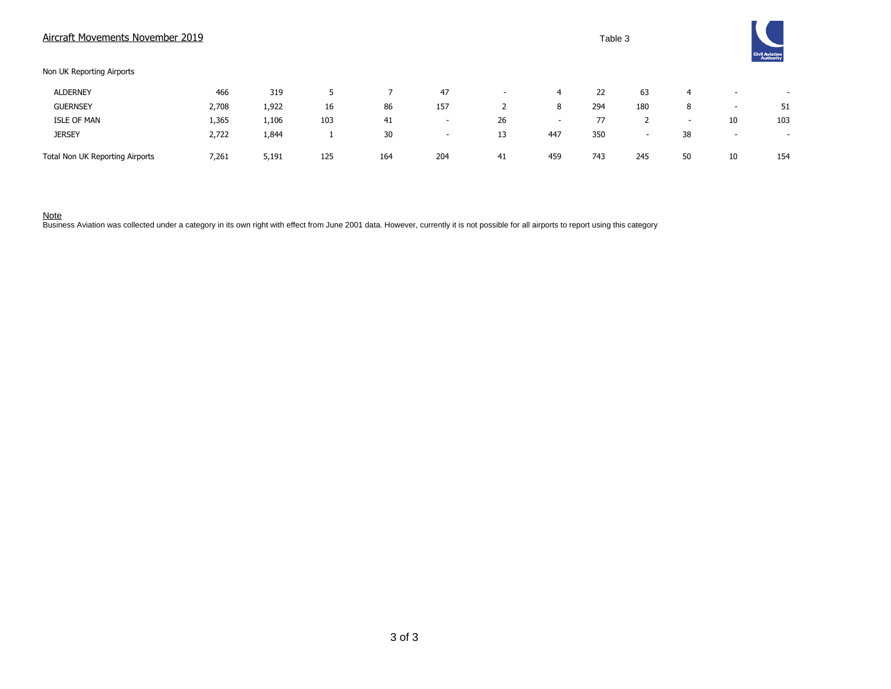## Aircraft Movements November 2019

Table 3

Non UK Reporting Airports

| | | | | | | | | | | | | |
|---|---|---|---|---|---|---|---|---|---|---|---|---|
| ALDERNEY | 466 | 319 | 5 | 7 | 47 | - | 4 | 22 | 63 | 4 | - | - |
| GUERNSEY | 2,708 | 1,922 | 16 | 86 | 157 | 2 | 8 | 294 | 180 | 8 | - | 51 |
| ISLE OF MAN | 1,365 | 1,106 | 103 | 41 | - | 26 | - | 77 | 2 | - | 10 | 103 |
| JERSEY | 2,722 | 1,844 | 1 | 30 | - | 13 | 447 | 350 | - | 38 | - | - |
| Total Non UK Reporting Airports | 7,261 | 5,191 | 125 | 164 | 204 | 41 | 459 | 743 | 245 | 50 | 10 | 154 |

Note

Business Aviation was collected under a category in its own right with effect from June 2001 data. However, currently it is not possible for all airports to report using this category